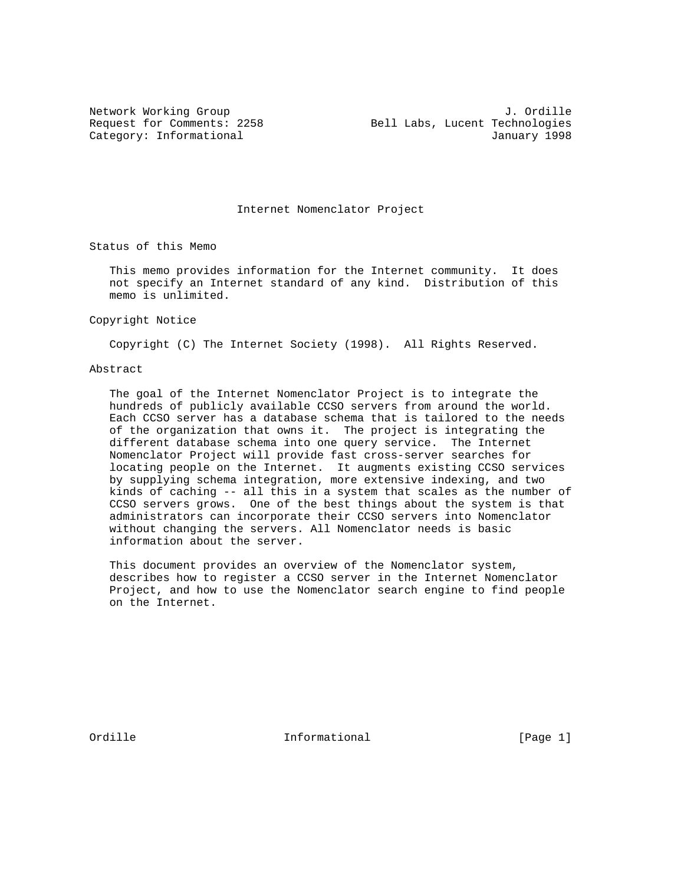Network Working Group J. Ordille
Request for Comments: 2258 Bell Labs, Lucent Technologies
Category: Informational January 1998

# Internet Nomenclator Project

## Status of this Memo

This memo provides information for the Internet community. It does not specify an Internet standard of any kind. Distribution of this memo is unlimited.

## Copyright Notice

Copyright (C) The Internet Society (1998). All Rights Reserved.

## Abstract

The goal of the Internet Nomenclator Project is to integrate the hundreds of publicly available CCSO servers from around the world. Each CCSO server has a database schema that is tailored to the needs of the organization that owns it. The project is integrating the different database schema into one query service. The Internet Nomenclator Project will provide fast cross-server searches for locating people on the Internet. It augments existing CCSO services by supplying schema integration, more extensive indexing, and two kinds of caching -- all this in a system that scales as the number of CCSO servers grows. One of the best things about the system is that administrators can incorporate their CCSO servers into Nomenclator without changing the servers. All Nomenclator needs is basic information about the server.

This document provides an overview of the Nomenclator system, describes how to register a CCSO server in the Internet Nomenclator Project, and how to use the Nomenclator search engine to find people on the Internet.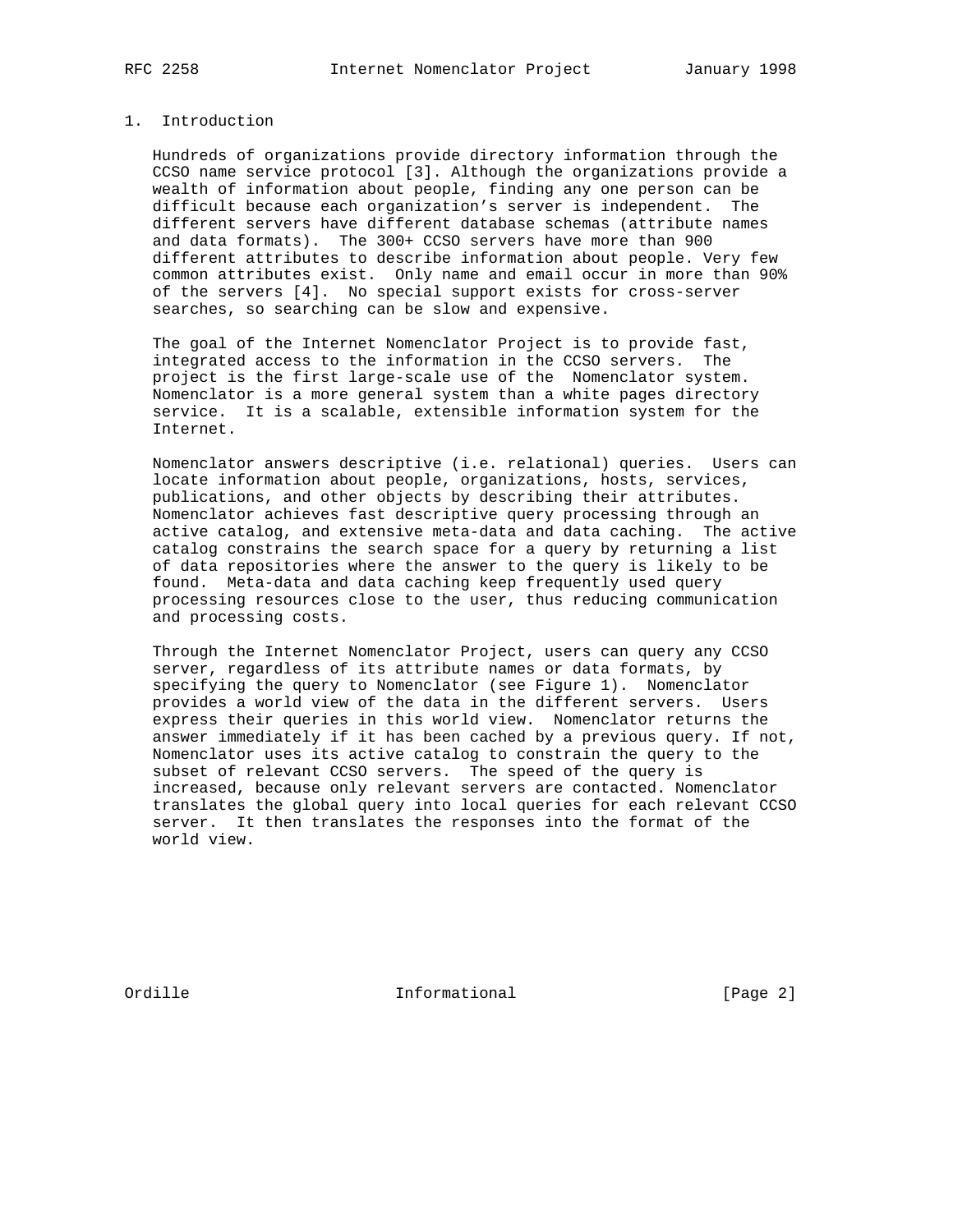## 1. Introduction

Hundreds of organizations provide directory information through the CCSO name service protocol [3]. Although the organizations provide a wealth of information about people, finding any one person can be difficult because each organization's server is independent. The different servers have different database schemas (attribute names and data formats). The 300+ CCSO servers have more than 900 different attributes to describe information about people. Very few common attributes exist. Only name and email occur in more than 90% of the servers [4]. No special support exists for cross-server searches, so searching can be slow and expensive.

The goal of the Internet Nomenclator Project is to provide fast, integrated access to the information in the CCSO servers. The project is the first large-scale use of the Nomenclator system. Nomenclator is a more general system than a white pages directory service. It is a scalable, extensible information system for the Internet.

Nomenclator answers descriptive (i.e. relational) queries. Users can locate information about people, organizations, hosts, services, publications, and other objects by describing their attributes. Nomenclator achieves fast descriptive query processing through an active catalog, and extensive meta-data and data caching. The active catalog constrains the search space for a query by returning a list of data repositories where the answer to the query is likely to be found. Meta-data and data caching keep frequently used query processing resources close to the user, thus reducing communication and processing costs.

Through the Internet Nomenclator Project, users can query any CCSO server, regardless of its attribute names or data formats, by specifying the query to Nomenclator (see Figure 1). Nomenclator provides a world view of the data in the different servers. Users express their queries in this world view. Nomenclator returns the answer immediately if it has been cached by a previous query. If not, Nomenclator uses its active catalog to constrain the query to the subset of relevant CCSO servers. The speed of the query is increased, because only relevant servers are contacted. Nomenclator translates the global query into local queries for each relevant CCSO server. It then translates the responses into the format of the world view.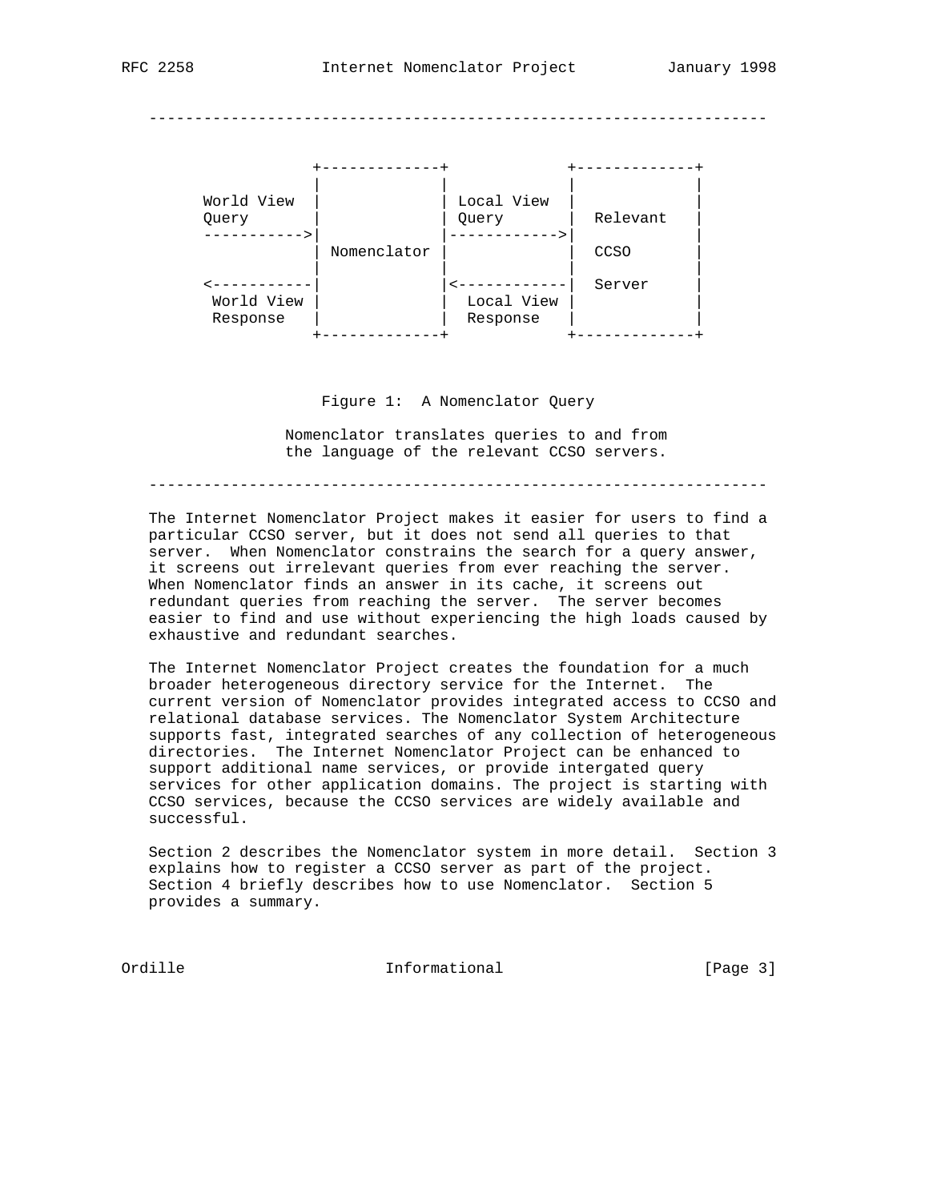```
             +-------------+            +-------------+
             |             |            |             |
World View   |             | Local View |             |
Query        |             | Query      |  Relevant   |
------------>|             |----------->|             |
             | Nomenclator |            |  CCSO       |
             |             |            |             |
<------------|             |<-----------|  Server     |
 World View  |             |  Local View|             |
 Response    |             |  Response  |             |
             +-------------+            +-------------+
```

Figure 1: A Nomenclator Query

Nomenclator translates queries to and from the language of the relevant CCSO servers.

The Internet Nomenclator Project makes it easier for users to find a particular CCSO server, but it does not send all queries to that server. When Nomenclator constrains the search for a query answer, it screens out irrelevant queries from ever reaching the server. When Nomenclator finds an answer in its cache, it screens out redundant queries from reaching the server. The server becomes easier to find and use without experiencing the high loads caused by exhaustive and redundant searches.

The Internet Nomenclator Project creates the foundation for a much broader heterogeneous directory service for the Internet. The current version of Nomenclator provides integrated access to CCSO and relational database services. The Nomenclator System Architecture supports fast, integrated searches of any collection of heterogeneous directories. The Internet Nomenclator Project can be enhanced to support additional name services, or provide intergated query services for other application domains. The project is starting with CCSO services, because the CCSO services are widely available and successful.

Section 2 describes the Nomenclator system in more detail. Section 3 explains how to register a CCSO server as part of the project. Section 4 briefly describes how to use Nomenclator. Section 5 provides a summary.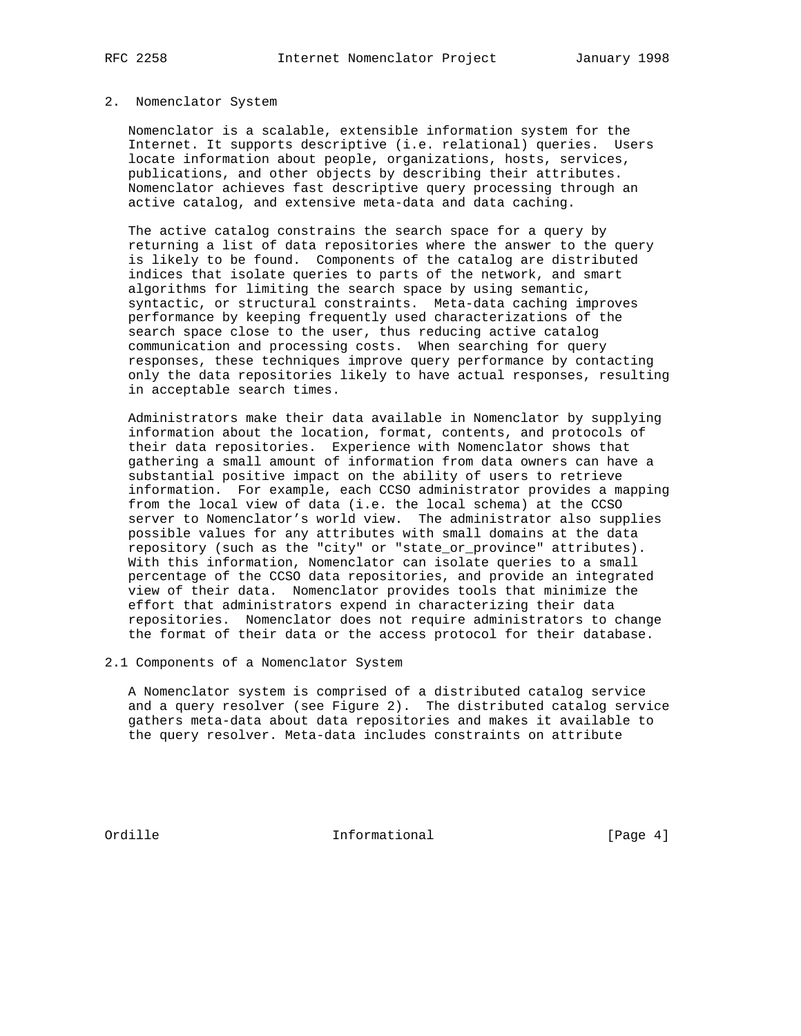## 2. Nomenclator System

Nomenclator is a scalable, extensible information system for the Internet. It supports descriptive (i.e. relational) queries. Users locate information about people, organizations, hosts, services, publications, and other objects by describing their attributes. Nomenclator achieves fast descriptive query processing through an active catalog, and extensive meta-data and data caching.

The active catalog constrains the search space for a query by returning a list of data repositories where the answer to the query is likely to be found. Components of the catalog are distributed indices that isolate queries to parts of the network, and smart algorithms for limiting the search space by using semantic, syntactic, or structural constraints. Meta-data caching improves performance by keeping frequently used characterizations of the search space close to the user, thus reducing active catalog communication and processing costs. When searching for query responses, these techniques improve query performance by contacting only the data repositories likely to have actual responses, resulting in acceptable search times.

Administrators make their data available in Nomenclator by supplying information about the location, format, contents, and protocols of their data repositories. Experience with Nomenclator shows that gathering a small amount of information from data owners can have a substantial positive impact on the ability of users to retrieve information. For example, each CCSO administrator provides a mapping from the local view of data (i.e. the local schema) at the CCSO server to Nomenclator’s world view. The administrator also supplies possible values for any attributes with small domains at the data repository (such as the "city" or "state_or_province" attributes). With this information, Nomenclator can isolate queries to a small percentage of the CCSO data repositories, and provide an integrated view of their data. Nomenclator provides tools that minimize the effort that administrators expend in characterizing their data repositories. Nomenclator does not require administrators to change the format of their data or the access protocol for their database.

### 2.1 Components of a Nomenclator System

A Nomenclator system is comprised of a distributed catalog service and a query resolver (see Figure 2). The distributed catalog service gathers meta-data about data repositories and makes it available to the query resolver. Meta-data includes constraints on attribute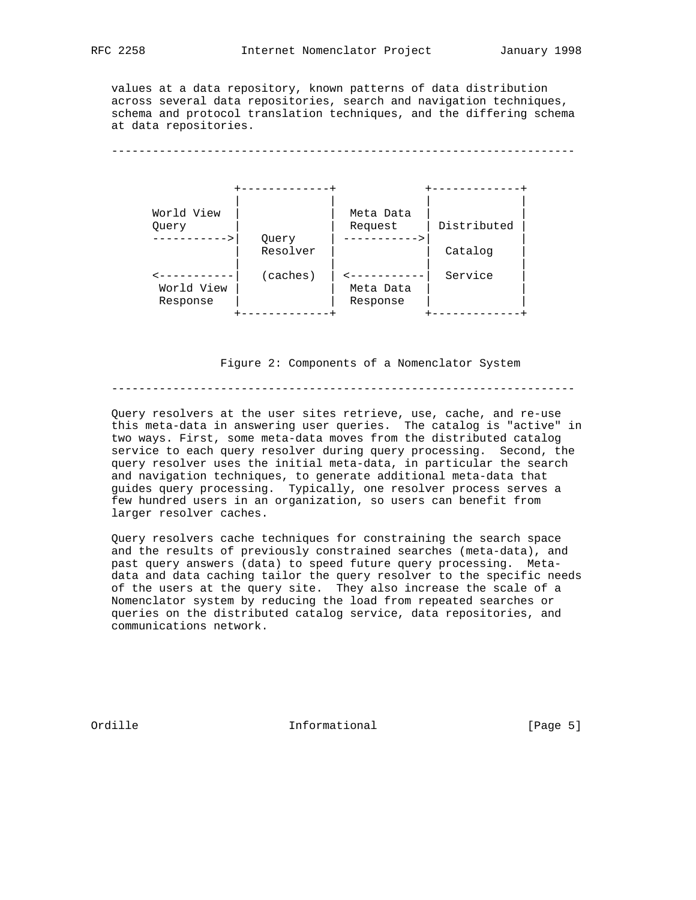values at a data repository, known patterns of data distribution across several data repositories, search and navigation techniques, schema and protocol translation techniques, and the differing schema at data repositories.

---

```
              +-------------+             +-------------+
              |             |             |             |
   World View |             |  Meta Data  |             |
   Query      |             |  Request    | Distributed |
   ----------->|   Query     | ----------->|             |
              |   Resolver  |             |  Catalog    |
              |             |             |             |
   <-----------|   (caches)  | <-----------|  Service    |
    World View |             |  Meta Data  |             |
    Response   |             |  Response   |             |
              +-------------+             +-------------+
```

Figure 2: Components of a Nomenclator System

---

Query resolvers at the user sites retrieve, use, cache, and re-use this meta-data in answering user queries. The catalog is "active" in two ways. First, some meta-data moves from the distributed catalog service to each query resolver during query processing. Second, the query resolver uses the initial meta-data, in particular the search and navigation techniques, to generate additional meta-data that guides query processing. Typically, one resolver process serves a few hundred users in an organization, so users can benefit from larger resolver caches.

Query resolvers cache techniques for constraining the search space and the results of previously constrained searches (meta-data), and past query answers (data) to speed future query processing. Meta-data and data caching tailor the query resolver to the specific needs of the users at the query site. They also increase the scale of a Nomenclator system by reducing the load from repeated searches or queries on the distributed catalog service, data repositories, and communications network.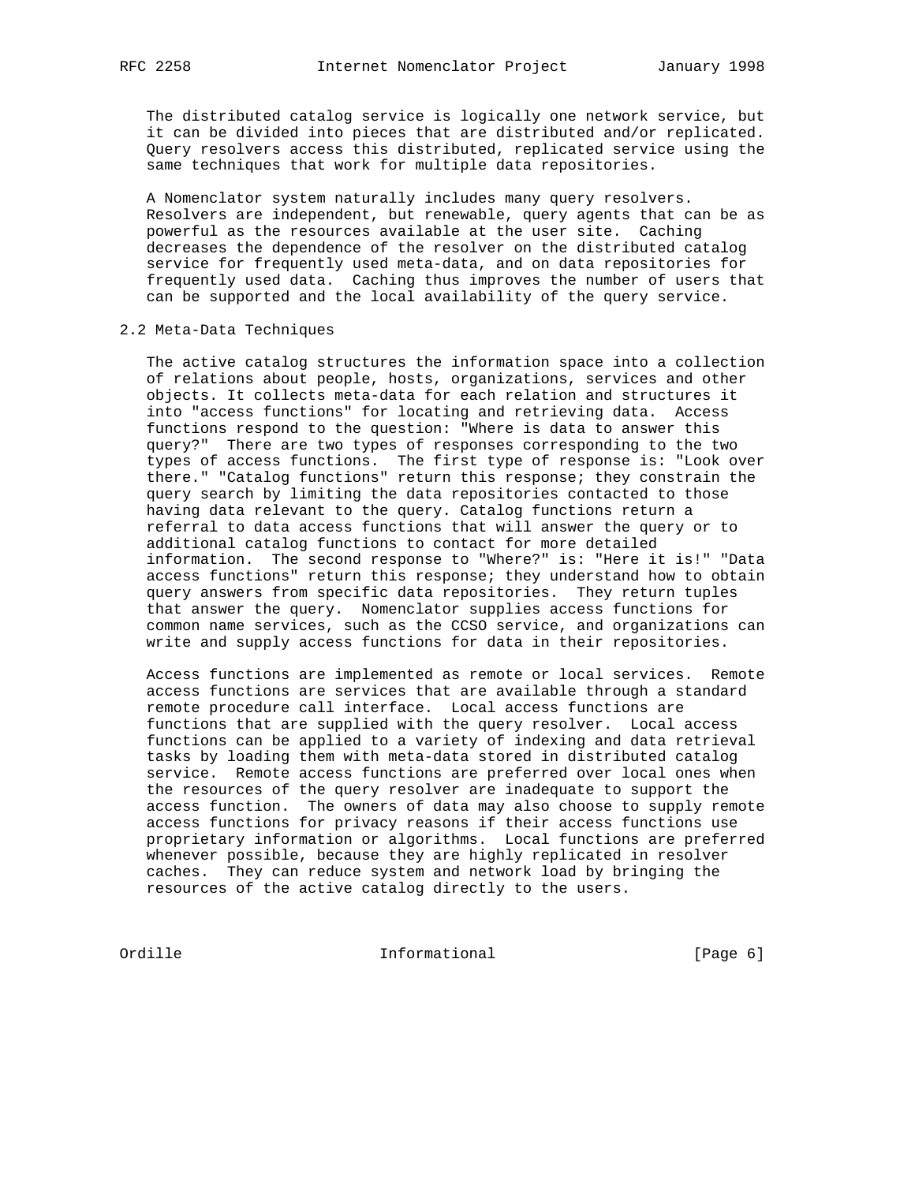The distributed catalog service is logically one network service, but it can be divided into pieces that are distributed and/or replicated. Query resolvers access this distributed, replicated service using the same techniques that work for multiple data repositories.

A Nomenclator system naturally includes many query resolvers. Resolvers are independent, but renewable, query agents that can be as powerful as the resources available at the user site. Caching decreases the dependence of the resolver on the distributed catalog service for frequently used meta-data, and on data repositories for frequently used data. Caching thus improves the number of users that can be supported and the local availability of the query service.

## 2.2 Meta-Data Techniques

The active catalog structures the information space into a collection of relations about people, hosts, organizations, services and other objects. It collects meta-data for each relation and structures it into "access functions" for locating and retrieving data. Access functions respond to the question: "Where is data to answer this query?" There are two types of responses corresponding to the two types of access functions. The first type of response is: "Look over there." "Catalog functions" return this response; they constrain the query search by limiting the data repositories contacted to those having data relevant to the query. Catalog functions return a referral to data access functions that will answer the query or to additional catalog functions to contact for more detailed information. The second response to "Where?" is: "Here it is!" "Data access functions" return this response; they understand how to obtain query answers from specific data repositories. They return tuples that answer the query. Nomenclator supplies access functions for common name services, such as the CCSO service, and organizations can write and supply access functions for data in their repositories.

Access functions are implemented as remote or local services. Remote access functions are services that are available through a standard remote procedure call interface. Local access functions are functions that are supplied with the query resolver. Local access functions can be applied to a variety of indexing and data retrieval tasks by loading them with meta-data stored in distributed catalog service. Remote access functions are preferred over local ones when the resources of the query resolver are inadequate to support the access function. The owners of data may also choose to supply remote access functions for privacy reasons if their access functions use proprietary information or algorithms. Local functions are preferred whenever possible, because they are highly replicated in resolver caches. They can reduce system and network load by bringing the resources of the active catalog directly to the users.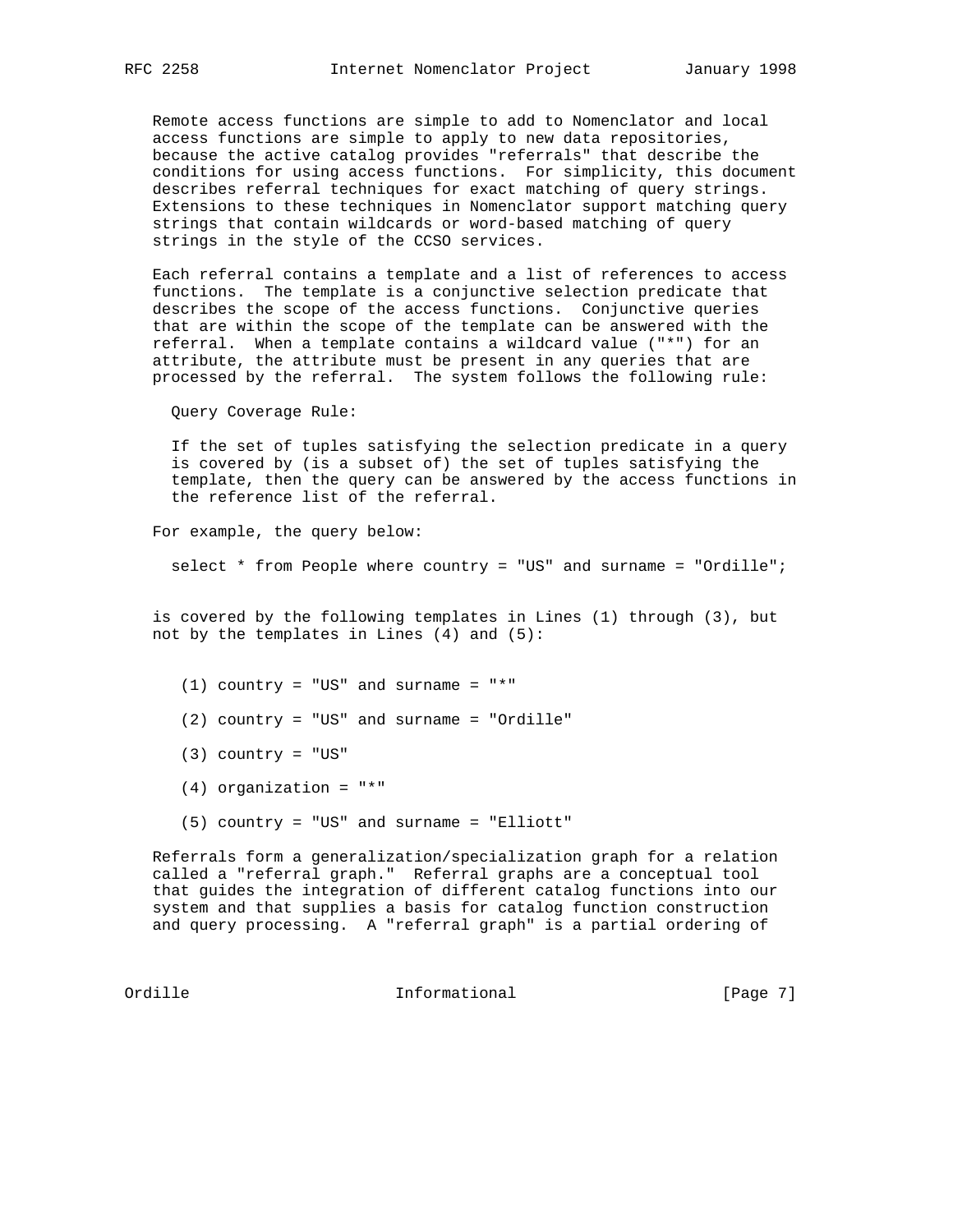Remote access functions are simple to add to Nomenclator and local access functions are simple to apply to new data repositories, because the active catalog provides "referrals" that describe the conditions for using access functions. For simplicity, this document describes referral techniques for exact matching of query strings. Extensions to these techniques in Nomenclator support matching query strings that contain wildcards or word-based matching of query strings in the style of the CCSO services.

Each referral contains a template and a list of references to access functions. The template is a conjunctive selection predicate that describes the scope of the access functions. Conjunctive queries that are within the scope of the template can be answered with the referral. When a template contains a wildcard value ("*") for an attribute, the attribute must be present in any queries that are processed by the referral. The system follows the following rule:

Query Coverage Rule:

If the set of tuples satisfying the selection predicate in a query is covered by (is a subset of) the set of tuples satisfying the template, then the query can be answered by the access functions in the reference list of the referral.

For example, the query below:

```
select * from People where country = "US" and surname = "Ordille";
```

is covered by the following templates in Lines (1) through (3), but not by the templates in Lines (4) and (5):

```
(1) country = "US" and surname = "*"

(2) country = "US" and surname = "Ordille"

(3) country = "US"

(4) organization = "*"

(5) country = "US" and surname = "Elliott"
```

Referrals form a generalization/specialization graph for a relation called a "referral graph." Referral graphs are a conceptual tool that guides the integration of different catalog functions into our system and that supplies a basis for catalog function construction and query processing. A "referral graph" is a partial ordering of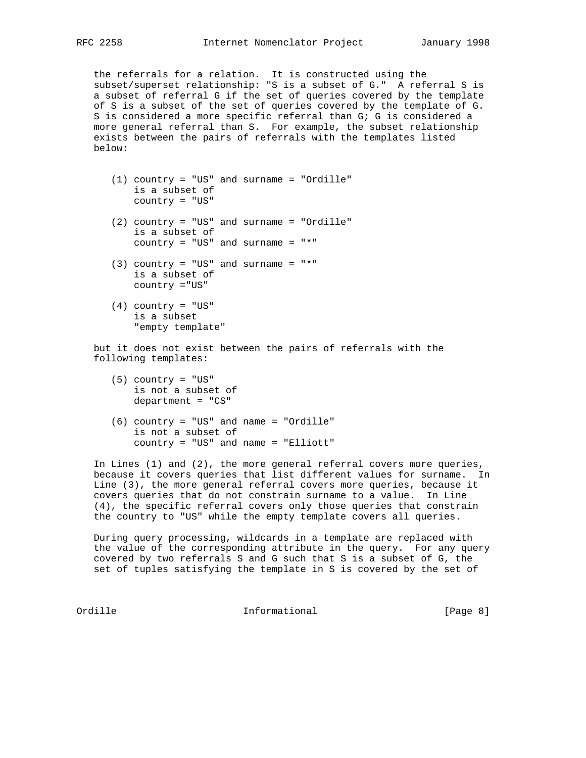the referrals for a relation. It is constructed using the subset/superset relationship: "S is a subset of G." A referral S is a subset of referral G if the set of queries covered by the template of S is a subset of the set of queries covered by the template of G. S is considered a more specific referral than G; G is considered a more general referral than S. For example, the subset relationship exists between the pairs of referrals with the templates listed below:

```
(1) country = "US" and surname = "Ordille"
    is a subset of
    country = "US"

(2) country = "US" and surname = "Ordille"
    is a subset of
    country = "US" and surname = "*"

(3) country = "US" and surname = "*"
    is a subset of
    country ="US"

(4) country = "US"
    is a subset
    "empty template"
```

but it does not exist between the pairs of referrals with the following templates:

```
(5) country = "US"
    is not a subset of
    department = "CS"

(6) country = "US" and name = "Ordille"
    is not a subset of
    country = "US" and name = "Elliott"
```

In Lines (1) and (2), the more general referral covers more queries, because it covers queries that list different values for surname. In Line (3), the more general referral covers more queries, because it covers queries that do not constrain surname to a value. In Line (4), the specific referral covers only those queries that constrain the country to "US" while the empty template covers all queries.

During query processing, wildcards in a template are replaced with the value of the corresponding attribute in the query. For any query covered by two referrals S and G such that S is a subset of G, the set of tuples satisfying the template in S is covered by the set of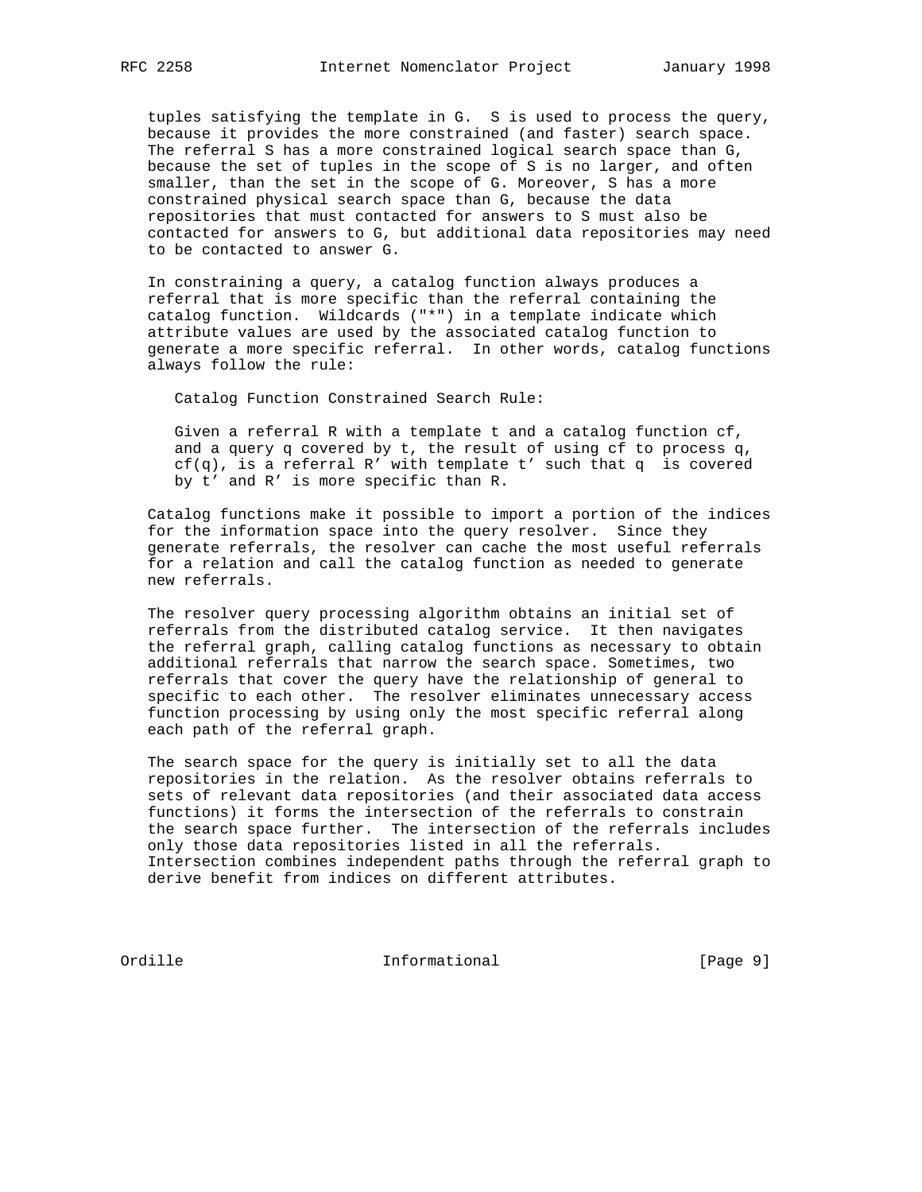tuples satisfying the template in G. S is used to process the query, because it provides the more constrained (and faster) search space. The referral S has a more constrained logical search space than G, because the set of tuples in the scope of S is no larger, and often smaller, than the set in the scope of G. Moreover, S has a more constrained physical search space than G, because the data repositories that must contacted for answers to S must also be contacted for answers to G, but additional data repositories may need to be contacted to answer G.

In constraining a query, a catalog function always produces a referral that is more specific than the referral containing the catalog function. Wildcards ("*") in a template indicate which attribute values are used by the associated catalog function to generate a more specific referral. In other words, catalog functions always follow the rule:

Catalog Function Constrained Search Rule:

Given a referral R with a template t and a catalog function cf, and a query q covered by t, the result of using cf to process q, cf(q), is a referral R' with template t' such that q is covered by t' and R' is more specific than R.

Catalog functions make it possible to import a portion of the indices for the information space into the query resolver. Since they generate referrals, the resolver can cache the most useful referrals for a relation and call the catalog function as needed to generate new referrals.

The resolver query processing algorithm obtains an initial set of referrals from the distributed catalog service. It then navigates the referral graph, calling catalog functions as necessary to obtain additional referrals that narrow the search space. Sometimes, two referrals that cover the query have the relationship of general to specific to each other. The resolver eliminates unnecessary access function processing by using only the most specific referral along each path of the referral graph.

The search space for the query is initially set to all the data repositories in the relation. As the resolver obtains referrals to sets of relevant data repositories (and their associated data access functions) it forms the intersection of the referrals to constrain the search space further. The intersection of the referrals includes only those data repositories listed in all the referrals. Intersection combines independent paths through the referral graph to derive benefit from indices on different attributes.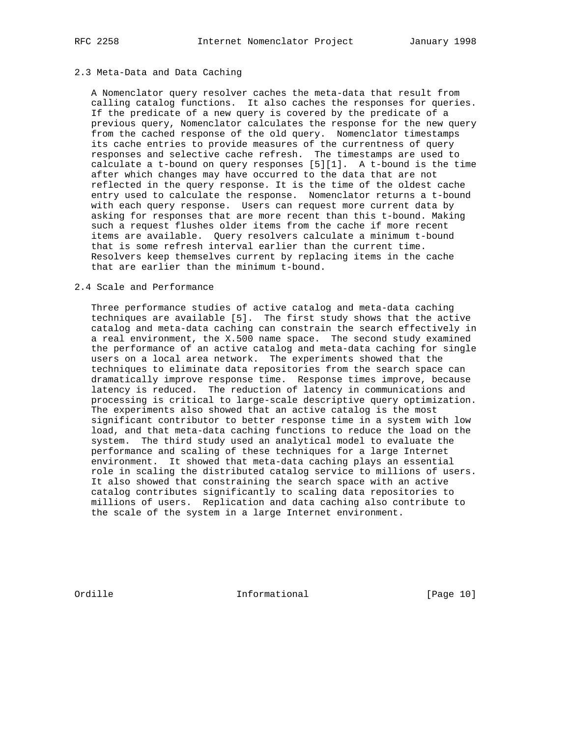### 2.3 Meta-Data and Data Caching

A Nomenclator query resolver caches the meta-data that result from calling catalog functions. It also caches the responses for queries. If the predicate of a new query is covered by the predicate of a previous query, Nomenclator calculates the response for the new query from the cached response of the old query. Nomenclator timestamps its cache entries to provide measures of the currentness of query responses and selective cache refresh. The timestamps are used to calculate a t-bound on query responses [5][1]. A t-bound is the time after which changes may have occurred to the data that are not reflected in the query response. It is the time of the oldest cache entry used to calculate the response. Nomenclator returns a t-bound with each query response. Users can request more current data by asking for responses that are more recent than this t-bound. Making such a request flushes older items from the cache if more recent items are available. Query resolvers calculate a minimum t-bound that is some refresh interval earlier than the current time. Resolvers keep themselves current by replacing items in the cache that are earlier than the minimum t-bound.

### 2.4 Scale and Performance

Three performance studies of active catalog and meta-data caching techniques are available [5]. The first study shows that the active catalog and meta-data caching can constrain the search effectively in a real environment, the X.500 name space. The second study examined the performance of an active catalog and meta-data caching for single users on a local area network. The experiments showed that the techniques to eliminate data repositories from the search space can dramatically improve response time. Response times improve, because latency is reduced. The reduction of latency in communications and processing is critical to large-scale descriptive query optimization. The experiments also showed that an active catalog is the most significant contributor to better response time in a system with low load, and that meta-data caching functions to reduce the load on the system. The third study used an analytical model to evaluate the performance and scaling of these techniques for a large Internet environment. It showed that meta-data caching plays an essential role in scaling the distributed catalog service to millions of users. It also showed that constraining the search space with an active catalog contributes significantly to scaling data repositories to millions of users. Replication and data caching also contribute to the scale of the system in a large Internet environment.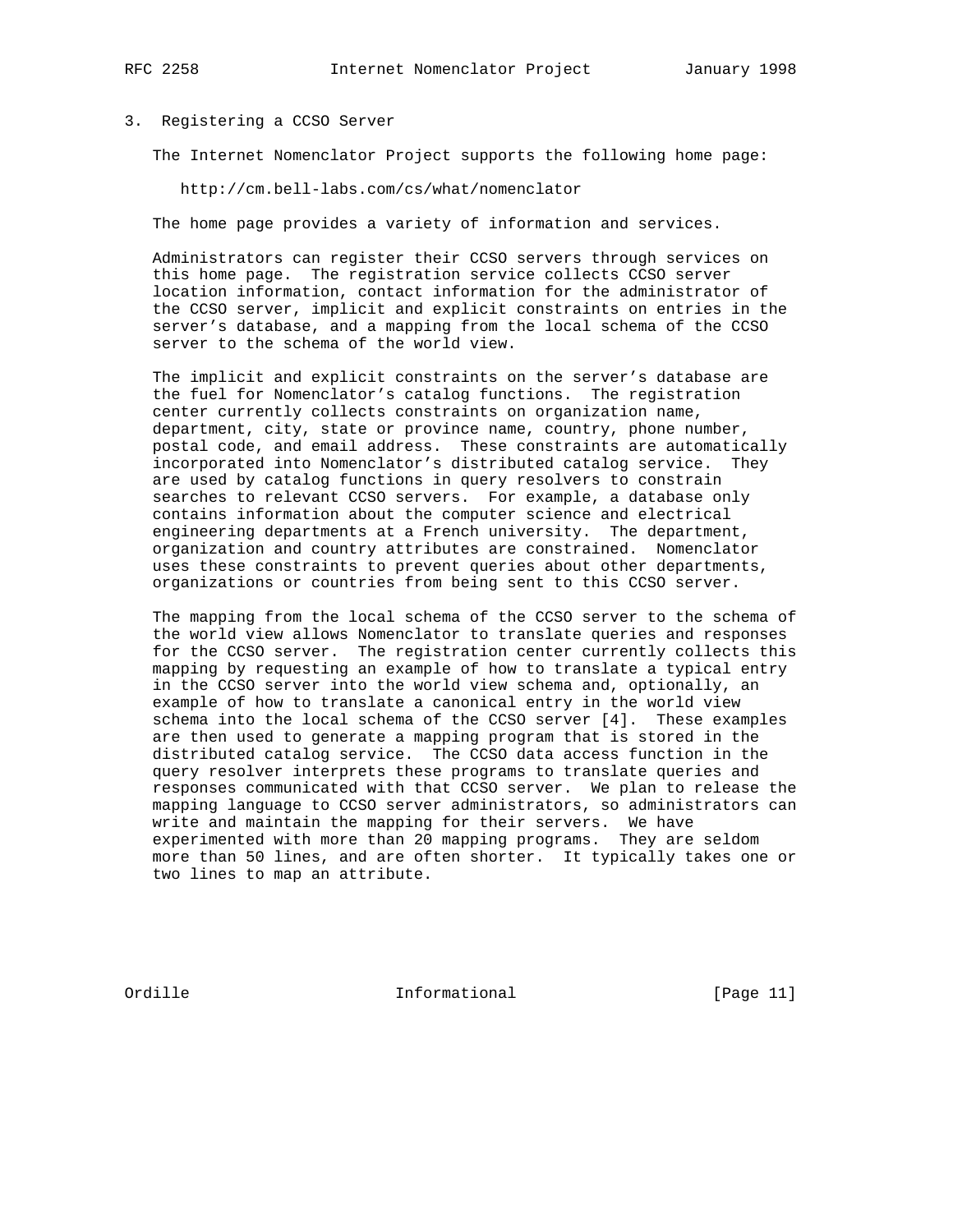## 3. Registering a CCSO Server

The Internet Nomenclator Project supports the following home page:

http://cm.bell-labs.com/cs/what/nomenclator

The home page provides a variety of information and services.

Administrators can register their CCSO servers through services on this home page. The registration service collects CCSO server location information, contact information for the administrator of the CCSO server, implicit and explicit constraints on entries in the server's database, and a mapping from the local schema of the CCSO server to the schema of the world view.

The implicit and explicit constraints on the server's database are the fuel for Nomenclator's catalog functions. The registration center currently collects constraints on organization name, department, city, state or province name, country, phone number, postal code, and email address. These constraints are automatically incorporated into Nomenclator's distributed catalog service. They are used by catalog functions in query resolvers to constrain searches to relevant CCSO servers. For example, a database only contains information about the computer science and electrical engineering departments at a French university. The department, organization and country attributes are constrained. Nomenclator uses these constraints to prevent queries about other departments, organizations or countries from being sent to this CCSO server.

The mapping from the local schema of the CCSO server to the schema of the world view allows Nomenclator to translate queries and responses for the CCSO server. The registration center currently collects this mapping by requesting an example of how to translate a typical entry in the CCSO server into the world view schema and, optionally, an example of how to translate a canonical entry in the world view schema into the local schema of the CCSO server [4]. These examples are then used to generate a mapping program that is stored in the distributed catalog service. The CCSO data access function in the query resolver interprets these programs to translate queries and responses communicated with that CCSO server. We plan to release the mapping language to CCSO server administrators, so administrators can write and maintain the mapping for their servers. We have experimented with more than 20 mapping programs. They are seldom more than 50 lines, and are often shorter. It typically takes one or two lines to map an attribute.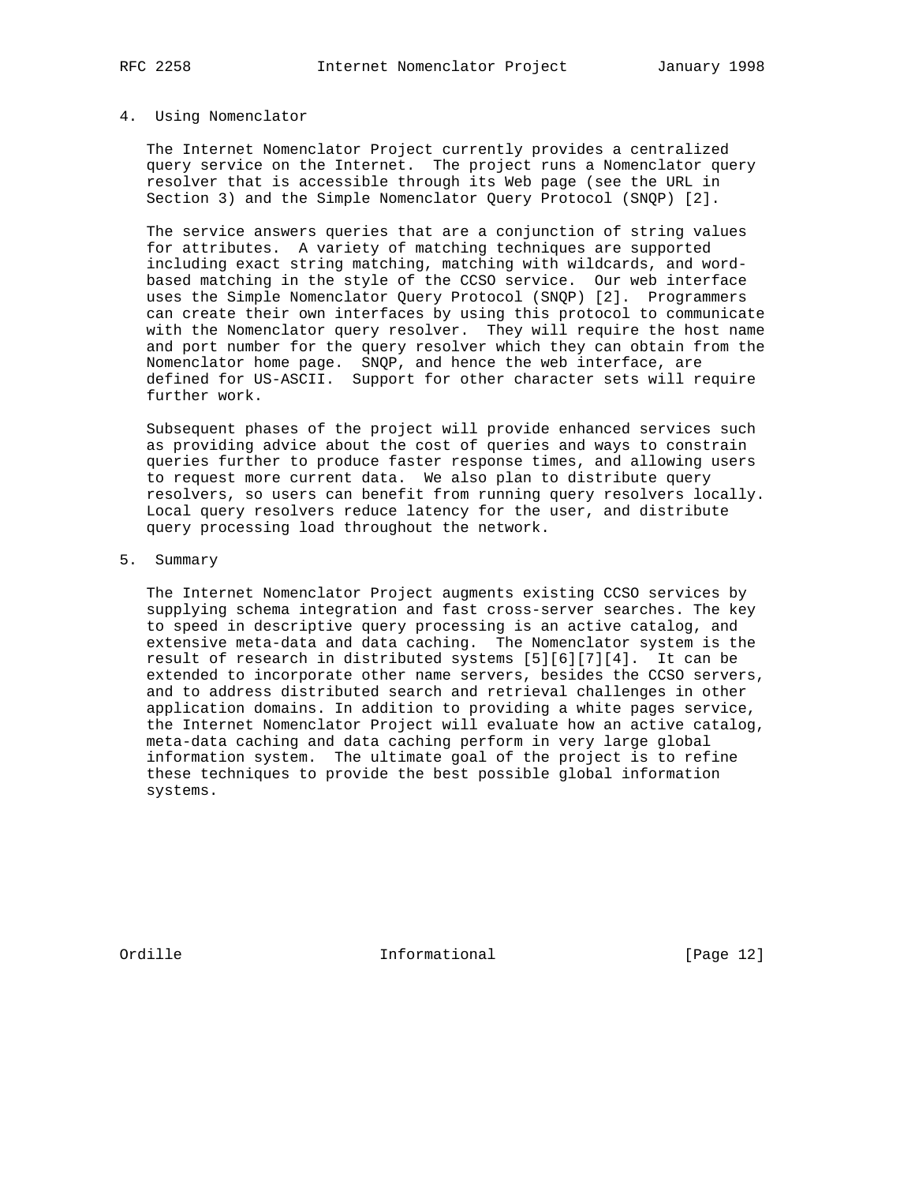## 4. Using Nomenclator

The Internet Nomenclator Project currently provides a centralized query service on the Internet. The project runs a Nomenclator query resolver that is accessible through its Web page (see the URL in Section 3) and the Simple Nomenclator Query Protocol (SNQP) [2].

The service answers queries that are a conjunction of string values for attributes. A variety of matching techniques are supported including exact string matching, matching with wildcards, and word-based matching in the style of the CCSO service. Our web interface uses the Simple Nomenclator Query Protocol (SNQP) [2]. Programmers can create their own interfaces by using this protocol to communicate with the Nomenclator query resolver. They will require the host name and port number for the query resolver which they can obtain from the Nomenclator home page. SNQP, and hence the web interface, are defined for US-ASCII. Support for other character sets will require further work.

Subsequent phases of the project will provide enhanced services such as providing advice about the cost of queries and ways to constrain queries further to produce faster response times, and allowing users to request more current data. We also plan to distribute query resolvers, so users can benefit from running query resolvers locally. Local query resolvers reduce latency for the user, and distribute query processing load throughout the network.

## 5. Summary

The Internet Nomenclator Project augments existing CCSO services by supplying schema integration and fast cross-server searches. The key to speed in descriptive query processing is an active catalog, and extensive meta-data and data caching. The Nomenclator system is the result of research in distributed systems [5][6][7][4]. It can be extended to incorporate other name servers, besides the CCSO servers, and to address distributed search and retrieval challenges in other application domains. In addition to providing a white pages service, the Internet Nomenclator Project will evaluate how an active catalog, meta-data caching and data caching perform in very large global information system. The ultimate goal of the project is to refine these techniques to provide the best possible global information systems.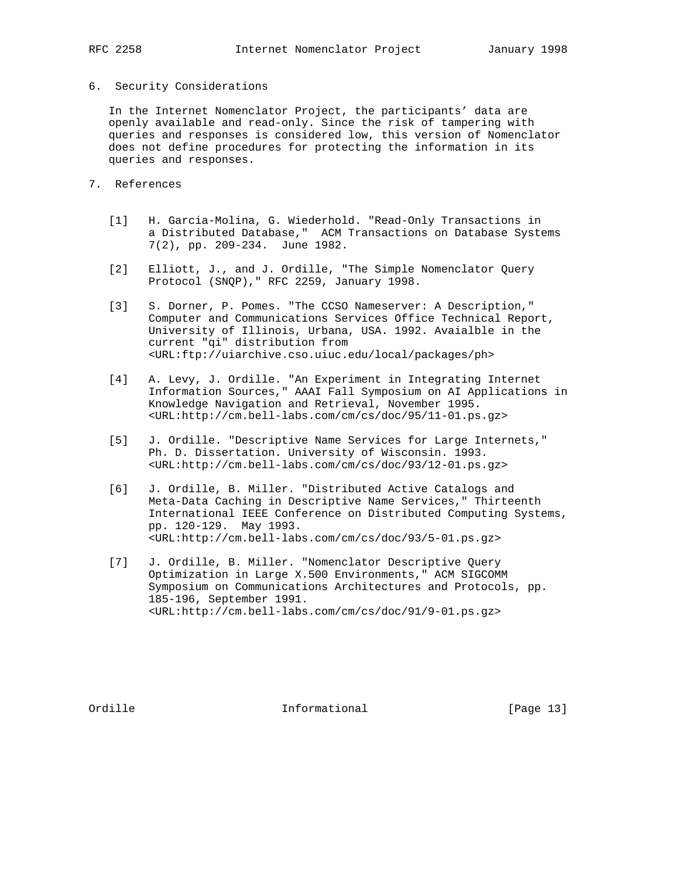## 6. Security Considerations

In the Internet Nomenclator Project, the participants' data are openly available and read-only. Since the risk of tampering with queries and responses is considered low, this version of Nomenclator does not define procedures for protecting the information in its queries and responses.

## 7. References

[1] H. Garcia-Molina, G. Wiederhold. "Read-Only Transactions in a Distributed Database," ACM Transactions on Database Systems 7(2), pp. 209-234. June 1982.

[2] Elliott, J., and J. Ordille, "The Simple Nomenclator Query Protocol (SNQP)," RFC 2259, January 1998.

[3] S. Dorner, P. Pomes. "The CCSO Nameserver: A Description," Computer and Communications Services Office Technical Report, University of Illinois, Urbana, USA. 1992. Avaialble in the current "qi" distribution from <URL:ftp://uiarchive.cso.uiuc.edu/local/packages/ph>

[4] A. Levy, J. Ordille. "An Experiment in Integrating Internet Information Sources," AAAI Fall Symposium on AI Applications in Knowledge Navigation and Retrieval, November 1995. <URL:http://cm.bell-labs.com/cm/cs/doc/95/11-01.ps.gz>

[5] J. Ordille. "Descriptive Name Services for Large Internets," Ph. D. Dissertation. University of Wisconsin. 1993. <URL:http://cm.bell-labs.com/cm/cs/doc/93/12-01.ps.gz>

[6] J. Ordille, B. Miller. "Distributed Active Catalogs and Meta-Data Caching in Descriptive Name Services," Thirteenth International IEEE Conference on Distributed Computing Systems, pp. 120-129. May 1993. <URL:http://cm.bell-labs.com/cm/cs/doc/93/5-01.ps.gz>

[7] J. Ordille, B. Miller. "Nomenclator Descriptive Query Optimization in Large X.500 Environments," ACM SIGCOMM Symposium on Communications Architectures and Protocols, pp. 185-196, September 1991. <URL:http://cm.bell-labs.com/cm/cs/doc/91/9-01.ps.gz>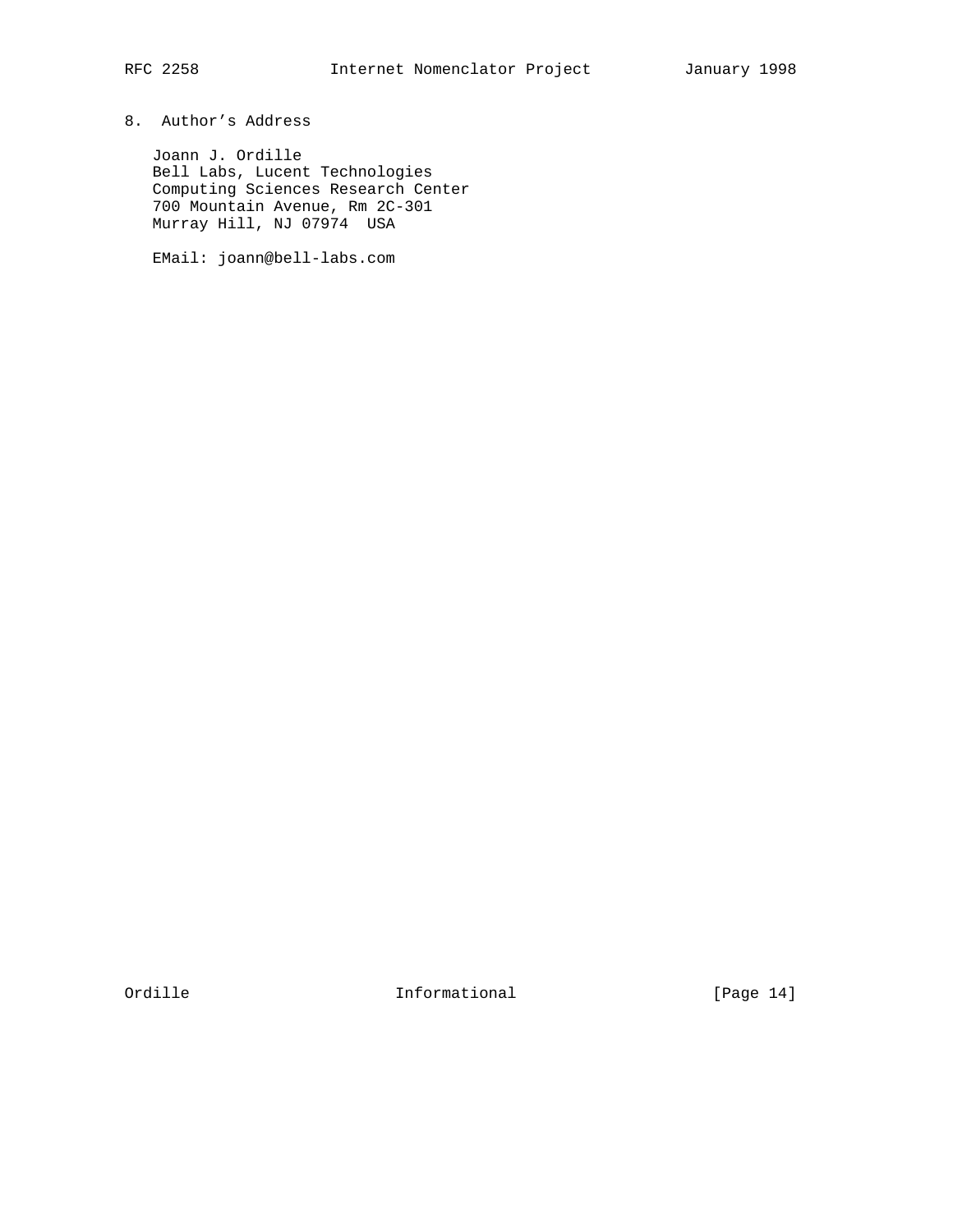## 8. Author's Address

Joann J. Ordille
Bell Labs, Lucent Technologies
Computing Sciences Research Center
700 Mountain Avenue, Rm 2C-301
Murray Hill, NJ 07974 USA

EMail: joann@bell-labs.com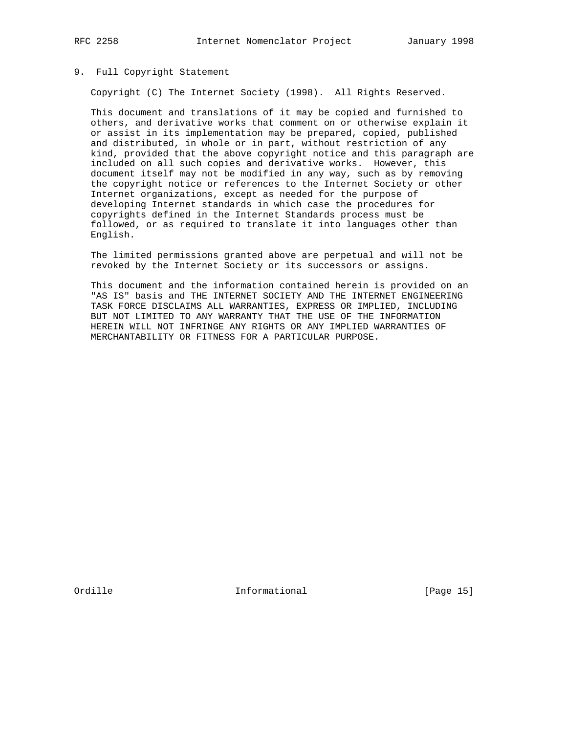## 9. Full Copyright Statement

Copyright (C) The Internet Society (1998). All Rights Reserved.

This document and translations of it may be copied and furnished to others, and derivative works that comment on or otherwise explain it or assist in its implementation may be prepared, copied, published and distributed, in whole or in part, without restriction of any kind, provided that the above copyright notice and this paragraph are included on all such copies and derivative works. However, this document itself may not be modified in any way, such as by removing the copyright notice or references to the Internet Society or other Internet organizations, except as needed for the purpose of developing Internet standards in which case the procedures for copyrights defined in the Internet Standards process must be followed, or as required to translate it into languages other than English.

The limited permissions granted above are perpetual and will not be revoked by the Internet Society or its successors or assigns.

This document and the information contained herein is provided on an "AS IS" basis and THE INTERNET SOCIETY AND THE INTERNET ENGINEERING TASK FORCE DISCLAIMS ALL WARRANTIES, EXPRESS OR IMPLIED, INCLUDING BUT NOT LIMITED TO ANY WARRANTY THAT THE USE OF THE INFORMATION HEREIN WILL NOT INFRINGE ANY RIGHTS OR ANY IMPLIED WARRANTIES OF MERCHANTABILITY OR FITNESS FOR A PARTICULAR PURPOSE.